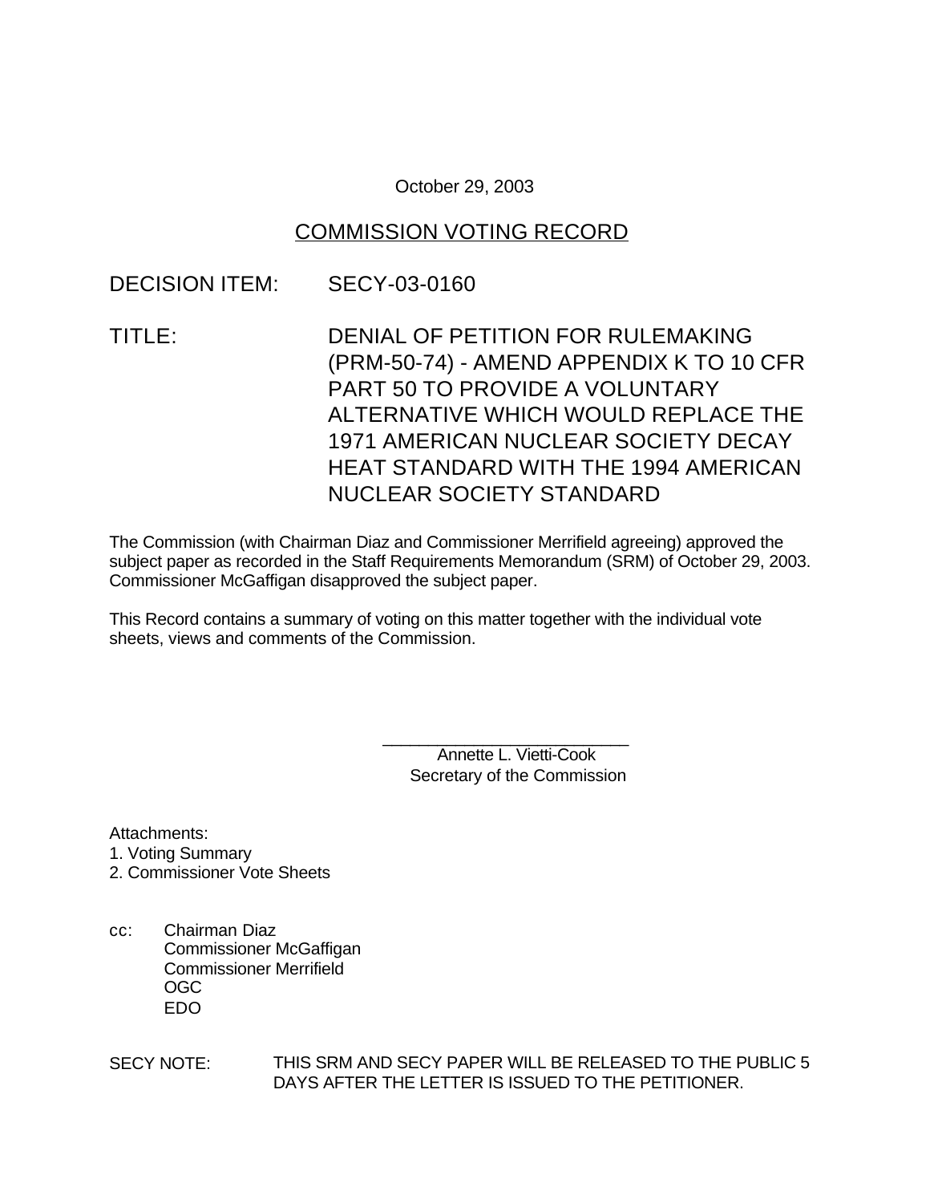October 29, 2003

## COMMISSION VOTING RECORD

DECISION ITEM: SECY-03-0160

TITLE: DENIAL OF PETITION FOR RULEMAKING (PRM-50-74) - AMEND APPENDIX K TO 10 CFR PART 50 TO PROVIDE A VOLUNTARY ALTERNATIVE WHICH WOULD REPLACE THE 1971 AMERICAN NUCLEAR SOCIETY DECAY HEAT STANDARD WITH THE 1994 AMERICAN NUCLEAR SOCIETY STANDARD

The Commission (with Chairman Diaz and Commissioner Merrifield agreeing) approved the subject paper as recorded in the Staff Requirements Memorandum (SRM) of October 29, 2003. Commissioner McGaffigan disapproved the subject paper.

This Record contains a summary of voting on this matter together with the individual vote sheets, views and comments of the Commission.

\_\_\_\_\_\_\_\_\_\_\_\_\_\_\_\_\_\_\_\_\_\_\_\_\_\_
Annette L. Vietti-Cook
Secretary of the Commission

Attachments:
1. Voting Summary
2. Commissioner Vote Sheets

cc: Chairman Diaz
Commissioner McGaffigan
Commissioner Merrifield
OGC
EDO

SECY NOTE: THIS SRM AND SECY PAPER WILL BE RELEASED TO THE PUBLIC 5 DAYS AFTER THE LETTER IS ISSUED TO THE PETITIONER.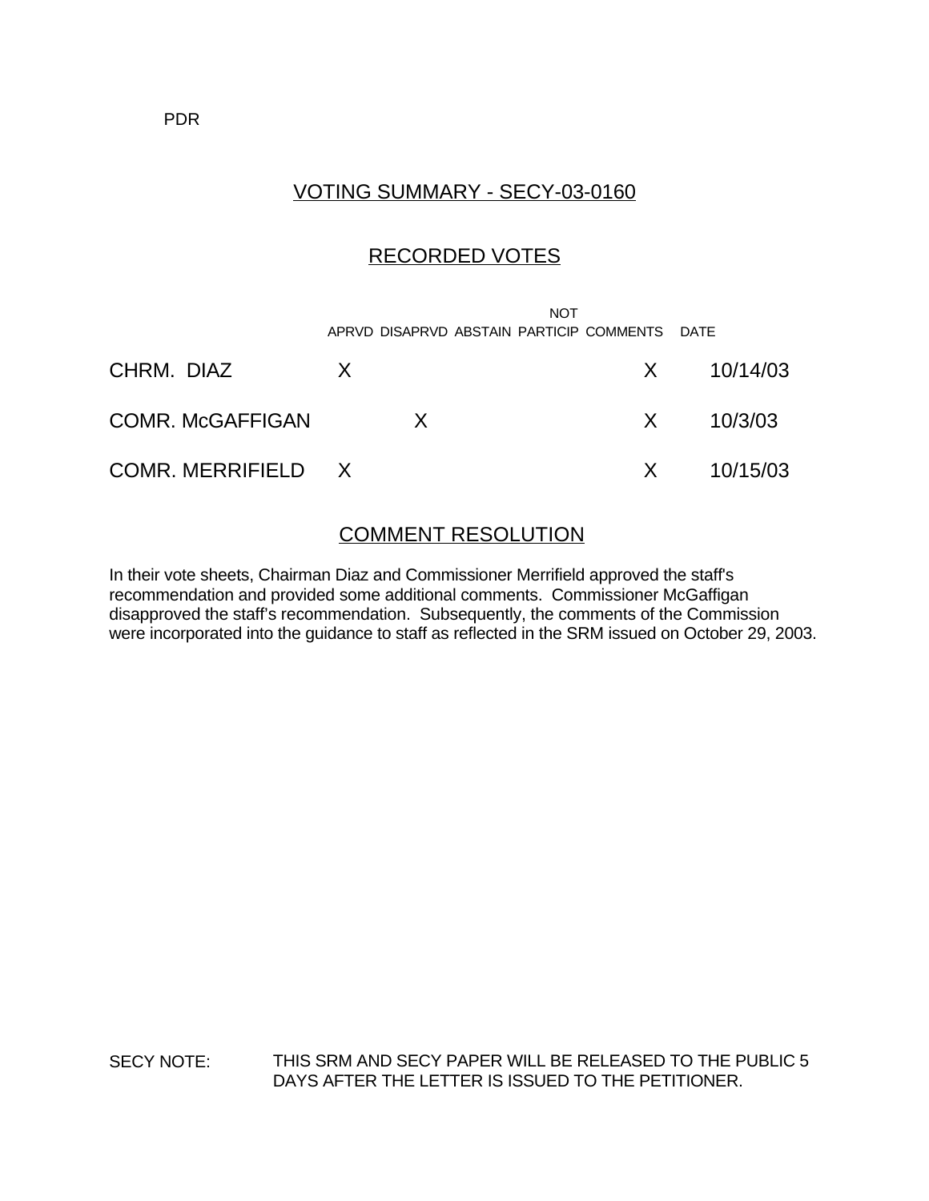PDR

## VOTING SUMMARY - SECY-03-0160

## RECORDED VOTES

| | APRVD | DISAPRVD | ABSTAIN | NOT PARTICIP | COMMENTS | DATE |
|---|---|---|---|---|---|---|
| CHRM. DIAZ | X | | | | X | 10/14/03 |
| COMR. McGAFFIGAN | | X | | | X | 10/3/03 |
| COMR. MERRIFIELD | X | | | | X | 10/15/03 |

## COMMENT RESOLUTION

In their vote sheets, Chairman Diaz and Commissioner Merrifield approved the staff's recommendation and provided some additional comments. Commissioner McGaffigan disapproved the staff's recommendation. Subsequently, the comments of the Commission were incorporated into the guidance to staff as reflected in the SRM issued on October 29, 2003.

SECY NOTE: THIS SRM AND SECY PAPER WILL BE RELEASED TO THE PUBLIC 5 DAYS AFTER THE LETTER IS ISSUED TO THE PETITIONER.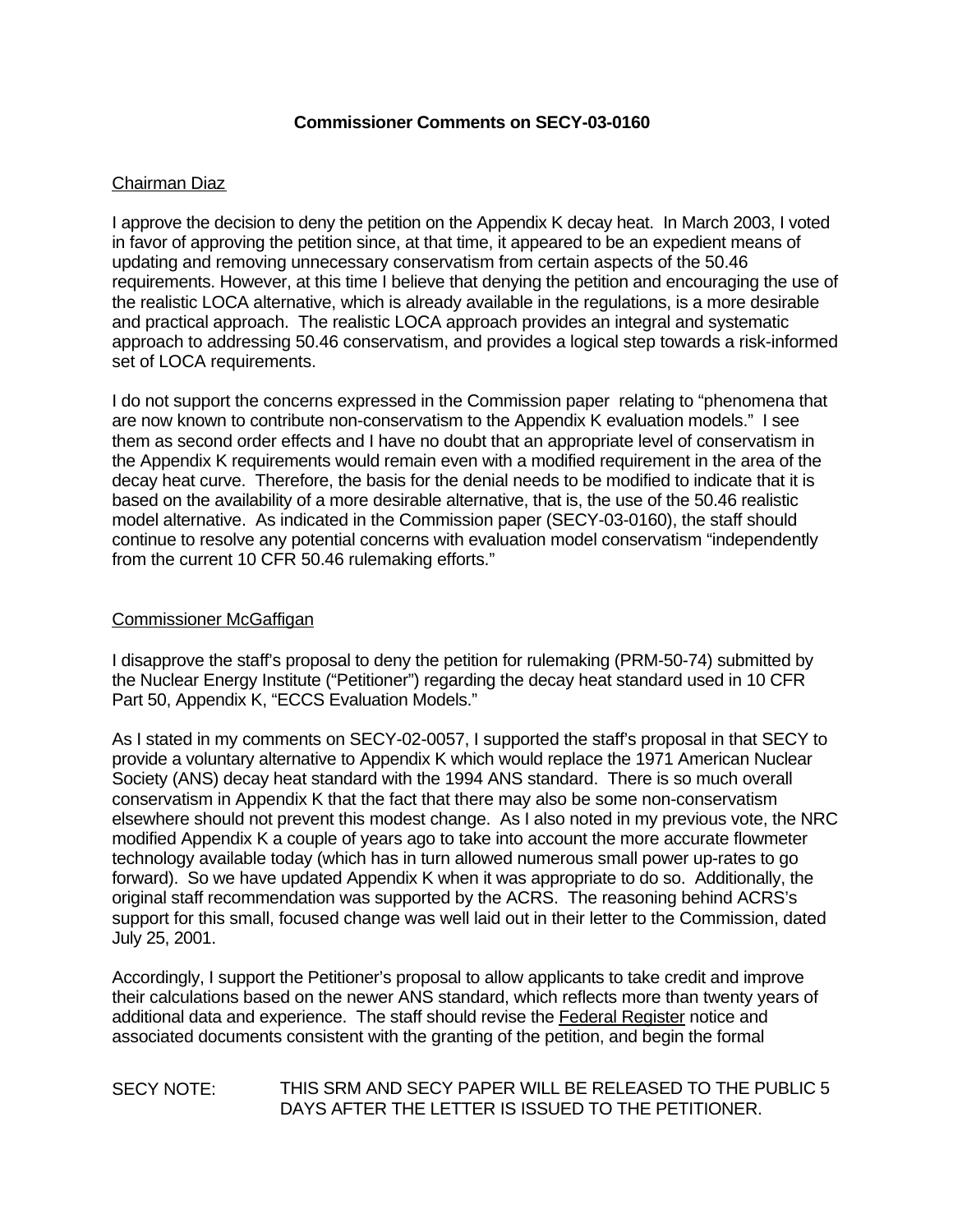**Commissioner Comments on SECY-03-0160**

Chairman Diaz

I approve the decision to deny the petition on the Appendix K decay heat. In March 2003, I voted in favor of approving the petition since, at that time, it appeared to be an expedient means of updating and removing unnecessary conservatism from certain aspects of the 50.46 requirements. However, at this time I believe that denying the petition and encouraging the use of the realistic LOCA alternative, which is already available in the regulations, is a more desirable and practical approach. The realistic LOCA approach provides an integral and systematic approach to addressing 50.46 conservatism, and provides a logical step towards a risk-informed set of LOCA requirements.

I do not support the concerns expressed in the Commission paper relating to "phenomena that are now known to contribute non-conservatism to the Appendix K evaluation models." I see them as second order effects and I have no doubt that an appropriate level of conservatism in the Appendix K requirements would remain even with a modified requirement in the area of the decay heat curve. Therefore, the basis for the denial needs to be modified to indicate that it is based on the availability of a more desirable alternative, that is, the use of the 50.46 realistic model alternative. As indicated in the Commission paper (SECY-03-0160), the staff should continue to resolve any potential concerns with evaluation model conservatism "independently from the current 10 CFR 50.46 rulemaking efforts."

Commissioner McGaffigan

I disapprove the staff's proposal to deny the petition for rulemaking (PRM-50-74) submitted by the Nuclear Energy Institute ("Petitioner") regarding the decay heat standard used in 10 CFR Part 50, Appendix K, "ECCS Evaluation Models."

As I stated in my comments on SECY-02-0057, I supported the staff's proposal in that SECY to provide a voluntary alternative to Appendix K which would replace the 1971 American Nuclear Society (ANS) decay heat standard with the 1994 ANS standard. There is so much overall conservatism in Appendix K that the fact that there may also be some non-conservatism elsewhere should not prevent this modest change. As I also noted in my previous vote, the NRC modified Appendix K a couple of years ago to take into account the more accurate flowmeter technology available today (which has in turn allowed numerous small power up-rates to go forward). So we have updated Appendix K when it was appropriate to do so. Additionally, the original staff recommendation was supported by the ACRS. The reasoning behind ACRS's support for this small, focused change was well laid out in their letter to the Commission, dated July 25, 2001.

Accordingly, I support the Petitioner's proposal to allow applicants to take credit and improve their calculations based on the newer ANS standard, which reflects more than twenty years of additional data and experience. The staff should revise the Federal Register notice and associated documents consistent with the granting of the petition, and begin the formal

SECY NOTE: THIS SRM AND SECY PAPER WILL BE RELEASED TO THE PUBLIC 5 DAYS AFTER THE LETTER IS ISSUED TO THE PETITIONER.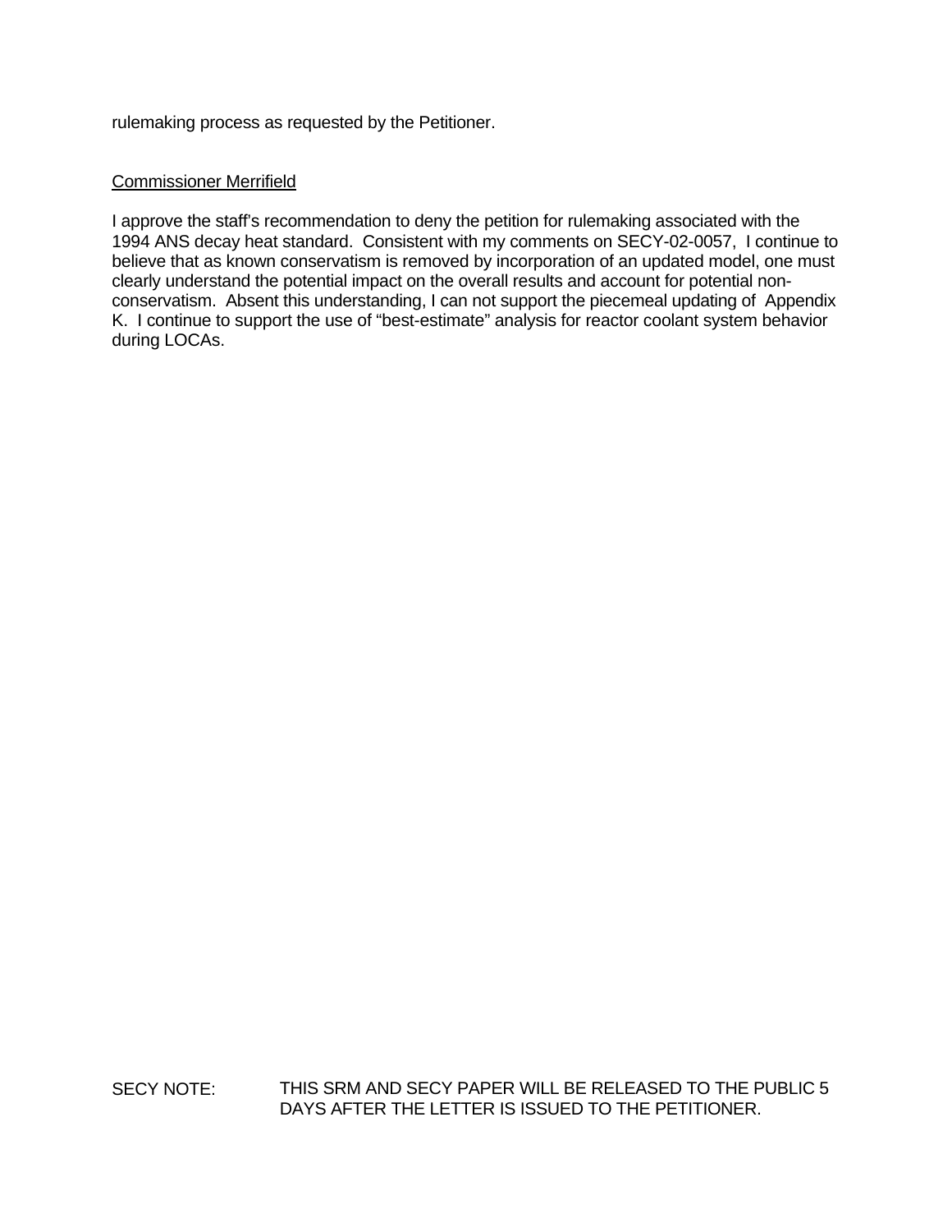rulemaking process as requested by the Petitioner.

Commissioner Merrifield

I approve the staff's recommendation to deny the petition for rulemaking associated with the 1994 ANS decay heat standard. Consistent with my comments on SECY-02-0057, I continue to believe that as known conservatism is removed by incorporation of an updated model, one must clearly understand the potential impact on the overall results and account for potential non-conservatism. Absent this understanding, I can not support the piecemeal updating of Appendix K. I continue to support the use of "best-estimate" analysis for reactor coolant system behavior during LOCAs.

SECY NOTE: THIS SRM AND SECY PAPER WILL BE RELEASED TO THE PUBLIC 5 DAYS AFTER THE LETTER IS ISSUED TO THE PETITIONER.